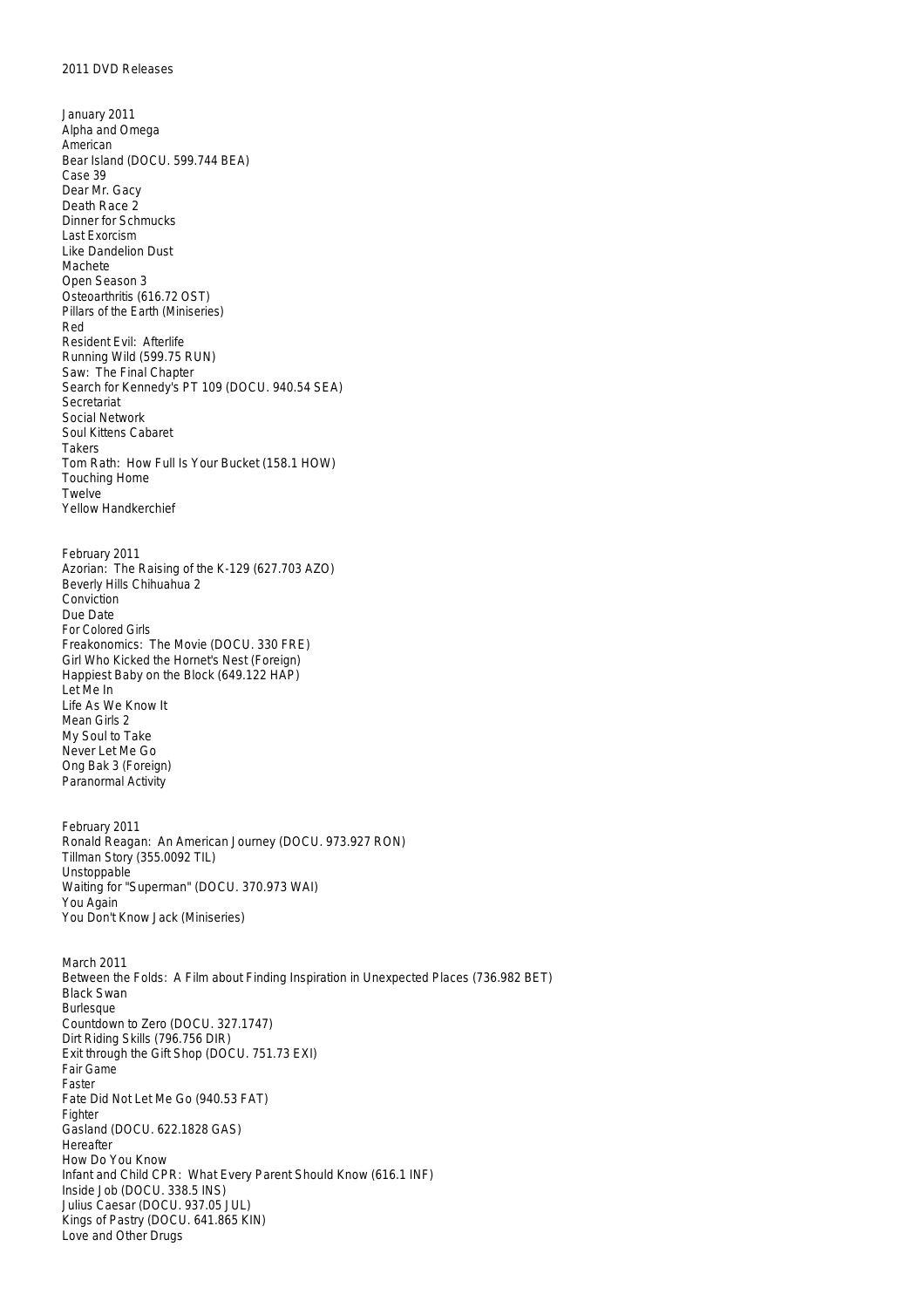# 2011 DVD Releases

## January 2011

Alpha and Omega
American
Bear Island (DOCU. 599.744 BEA)
Case 39
Dear Mr. Gacy
Death Race 2
Dinner for Schmucks
Last Exorcism
Like Dandelion Dust
Machete
Open Season 3
Osteoarthritis (616.72 OST)
Pillars of the Earth (Miniseries)
Red
Resident Evil: Afterlife
Running Wild (599.75 RUN)
Saw: The Final Chapter
Search for Kennedy's PT 109 (DOCU. 940.54 SEA)
Secretariat
Social Network
Soul Kittens Cabaret
Takers
Tom Rath: How Full Is Your Bucket (158.1 HOW)
Touching Home
Twelve
Yellow Handkerchief

## February 2011

Azorian: The Raising of the K-129 (627.703 AZO)
Beverly Hills Chihuahua 2
Conviction
Due Date
For Colored Girls
Freakonomics: The Movie (DOCU. 330 FRE)
Girl Who Kicked the Hornet's Nest (Foreign)
Happiest Baby on the Block (649.122 HAP)
Let Me In
Life As We Know It
Mean Girls 2
My Soul to Take
Never Let Me Go
Ong Bak 3 (Foreign)
Paranormal Activity

## February 2011

Ronald Reagan: An American Journey (DOCU. 973.927 RON)
Tillman Story (355.0092 TIL)
Unstoppable
Waiting for "Superman" (DOCU. 370.973 WAI)
You Again
You Don't Know Jack (Miniseries)

## March 2011

Between the Folds: A Film about Finding Inspiration in Unexpected Places (736.982 BET)
Black Swan
Burlesque
Countdown to Zero (DOCU. 327.1747)
Dirt Riding Skills (796.756 DIR)
Exit through the Gift Shop (DOCU. 751.73 EXI)
Fair Game
Faster
Fate Did Not Let Me Go (940.53 FAT)
Fighter
Gasland (DOCU. 622.1828 GAS)
Hereafter
How Do You Know
Infant and Child CPR: What Every Parent Should Know (616.1 INF)
Inside Job (DOCU. 338.5 INS)
Julius Caesar (DOCU. 937.05 JUL)
Kings of Pastry (DOCU. 641.865 KIN)
Love and Other Drugs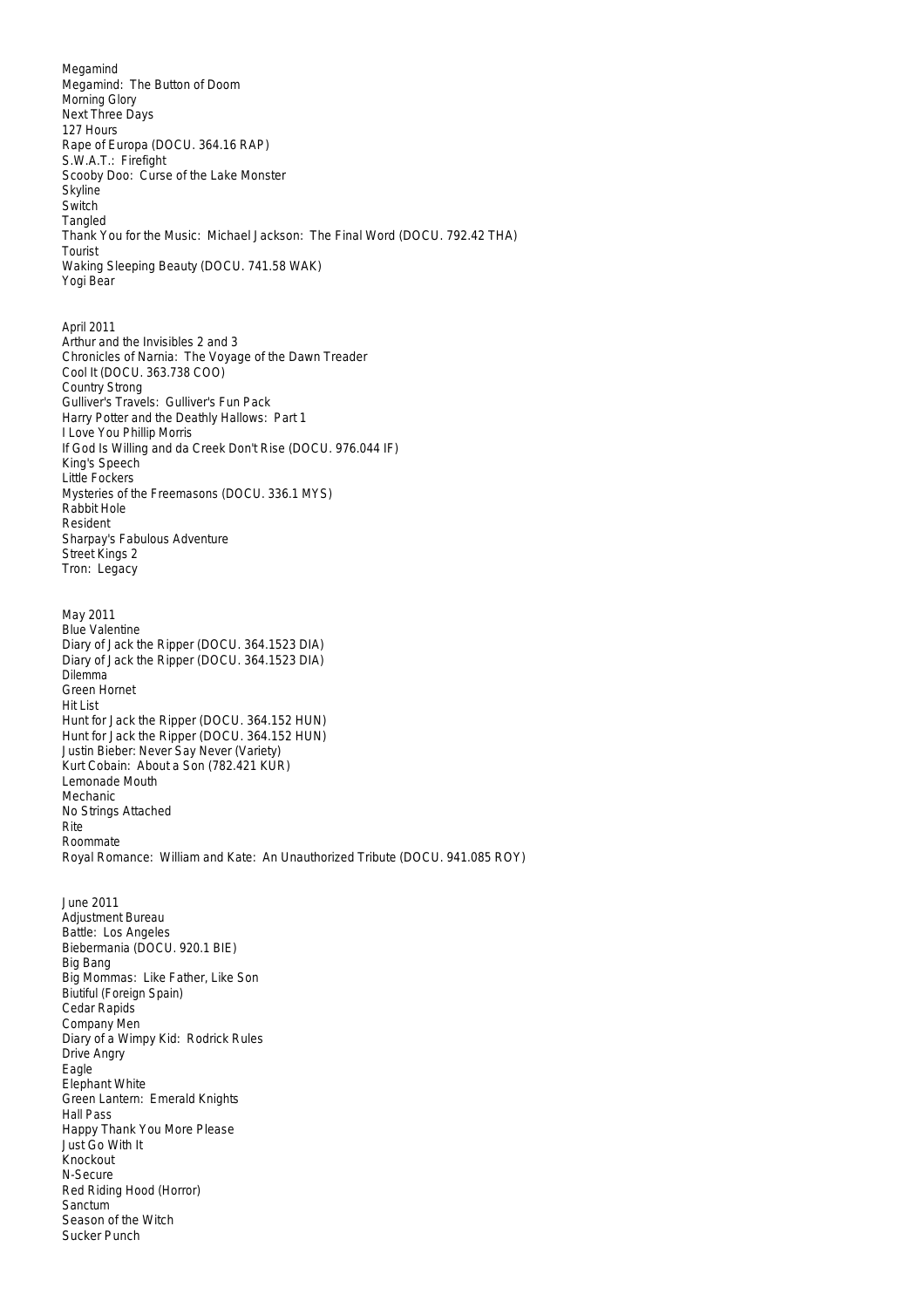Megamind
Megamind: The Button of Doom
Morning Glory
Next Three Days
127 Hours
Rape of Europa (DOCU. 364.16 RAP)
S.W.A.T.: Firefight
Scooby Doo: Curse of the Lake Monster
Skyline
Switch
Tangled
Thank You for the Music: Michael Jackson: The Final Word (DOCU. 792.42 THA)
Tourist
Waking Sleeping Beauty (DOCU. 741.58 WAK)
Yogi Bear

April 2011
Arthur and the Invisibles 2 and 3
Chronicles of Narnia: The Voyage of the Dawn Treader
Cool It (DOCU. 363.738 COO)
Country Strong
Gulliver's Travels: Gulliver's Fun Pack
Harry Potter and the Deathly Hallows: Part 1
I Love You Phillip Morris
If God Is Willing and da Creek Don't Rise (DOCU. 976.044 IF)
King's Speech
Little Fockers
Mysteries of the Freemasons (DOCU. 336.1 MYS)
Rabbit Hole
Resident
Sharpay's Fabulous Adventure
Street Kings 2
Tron: Legacy

May 2011
Blue Valentine
Diary of Jack the Ripper (DOCU. 364.1523 DIA)
Diary of Jack the Ripper (DOCU. 364.1523 DIA)
Dilemma
Green Hornet
Hit List
Hunt for Jack the Ripper (DOCU. 364.152 HUN)
Hunt for Jack the Ripper (DOCU. 364.152 HUN)
Justin Bieber: Never Say Never (Variety)
Kurt Cobain: About a Son (782.421 KUR)
Lemonade Mouth
Mechanic
No Strings Attached
Rite
Roommate
Royal Romance: William and Kate: An Unauthorized Tribute (DOCU. 941.085 ROY)

June 2011
Adjustment Bureau
Battle: Los Angeles
Biebermania (DOCU. 920.1 BIE)
Big Bang
Big Mommas: Like Father, Like Son
Biutiful (Foreign Spain)
Cedar Rapids
Company Men
Diary of a Wimpy Kid: Rodrick Rules
Drive Angry
Eagle
Elephant White
Green Lantern: Emerald Knights
Hall Pass
Happy Thank You More Please
Just Go With It
Knockout
N-Secure
Red Riding Hood (Horror)
Sanctum
Season of the Witch
Sucker Punch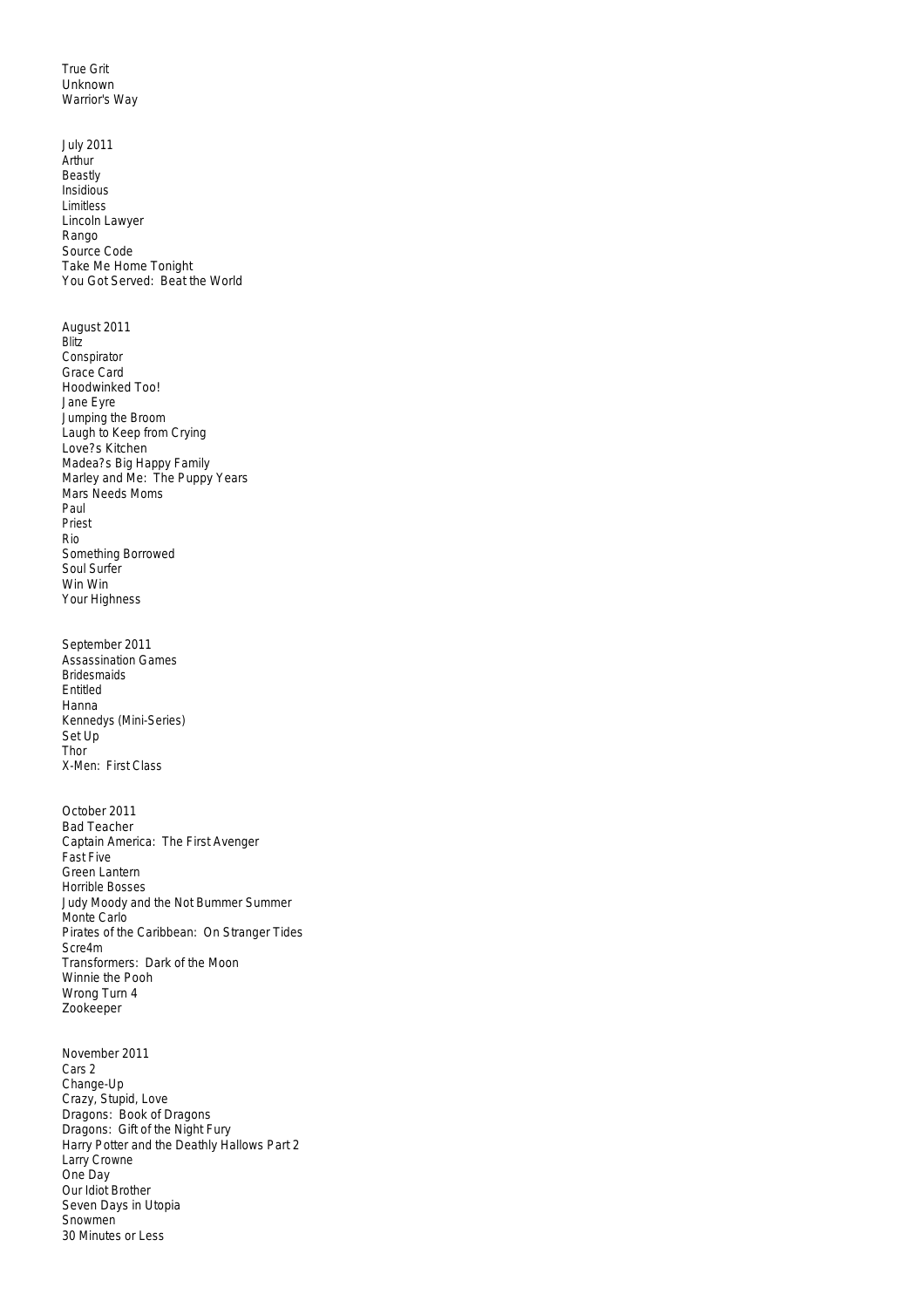True Grit
Unknown
Warrior's Way

July 2011
Arthur
Beastly
Insidious
Limitless
Lincoln Lawyer
Rango
Source Code
Take Me Home Tonight
You Got Served:  Beat the World

August 2011
Blitz
Conspirator
Grace Card
Hoodwinked Too!
Jane Eyre
Jumping the Broom
Laugh to Keep from Crying
Love?s Kitchen
Madea?s Big Happy Family
Marley and Me:  The Puppy Years
Mars Needs Moms
Paul
Priest
Rio
Something Borrowed
Soul Surfer
Win Win
Your Highness

September 2011
Assassination Games
Bridesmaids
Entitled
Hanna
Kennedys (Mini-Series)
Set Up
Thor
X-Men:  First Class

October 2011
Bad Teacher
Captain America:  The First Avenger
Fast Five
Green Lantern
Horrible Bosses
Judy Moody and the Not Bummer Summer
Monte Carlo
Pirates of the Caribbean:  On Stranger Tides
Scre4m
Transformers:  Dark of the Moon
Winnie the Pooh
Wrong Turn 4
Zookeeper

November 2011
Cars 2
Change-Up
Crazy, Stupid, Love
Dragons:  Book of Dragons
Dragons:  Gift of the Night Fury
Harry Potter and the Deathly Hallows Part 2
Larry Crowne
One Day
Our Idiot Brother
Seven Days in Utopia
Snowmen
30 Minutes or Less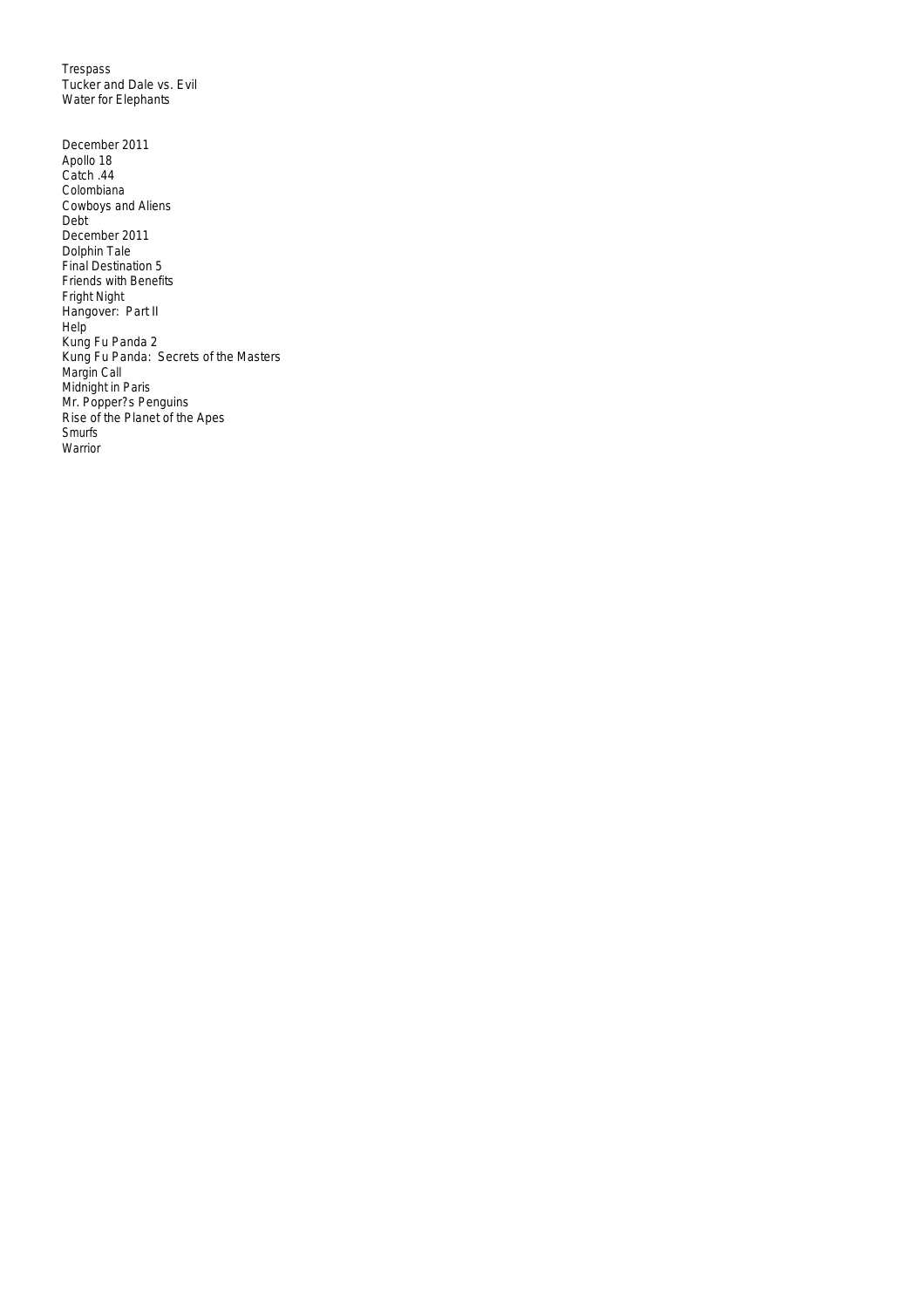Trespass
Tucker and Dale vs. Evil
Water for Elephants

December 2011
Apollo 18
Catch .44
Colombiana
Cowboys and Aliens
Debt
December 2011
Dolphin Tale
Final Destination 5
Friends with Benefits
Fright Night
Hangover:  Part II
Help
Kung Fu Panda 2
Kung Fu Panda:  Secrets of the Masters
Margin Call
Midnight in Paris
Mr. Popper?s Penguins
Rise of the Planet of the Apes
Smurfs
Warrior